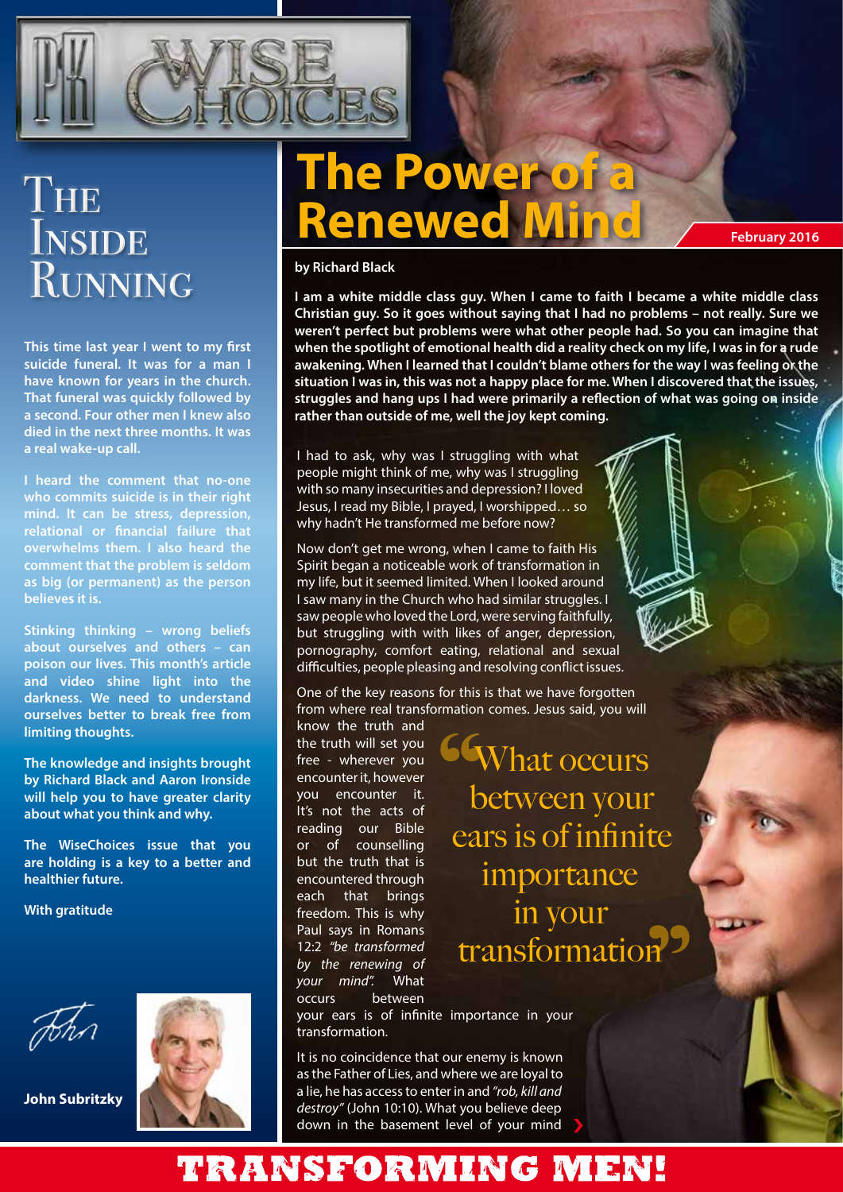# WISE CHOICES

## The Inside Running

**This time last year I went to my first suicide funeral. It was for a man I have known for years in the church. That funeral was quickly followed by a second. Four other men I knew also died in the next three months. It was a real wake-up call.**

**I heard the comment that no-one who commits suicide is in their right mind. It can be stress, depression, relational or financial failure that overwhelms them. I also heard the comment that the problem is seldom as big (or permanent) as the person believes it is.**

**Stinking thinking – wrong beliefs about ourselves and others – can poison our lives. This month's article and video shine light into the darkness. We need to understand ourselves better to break free from limiting thoughts.**

**The knowledge and insights brought by Richard Black and Aaron Ironside will help you to have greater clarity about what you think and why.**

**The WiseChoices issue that you are holding is a key to a better and healthier future.**

**With gratitude**

John

**John Subritzky**

# The Power of a Renewed Mind

**February 2016**

**by Richard Black**

**I am a white middle class guy. When I came to faith I became a white middle class Christian guy. So it goes without saying that I had no problems – not really. Sure we weren't perfect but problems were what other people had. So you can imagine that when the spotlight of emotional health did a reality check on my life, I was in for a rude awakening. When I learned that I couldn't blame others for the way I was feeling or the situation I was in, this was not a happy place for me. When I discovered that the issues, struggles and hang ups I had were primarily a reflection of what was going on inside rather than outside of me, well the joy kept coming.**

I had to ask, why was I struggling with what people might think of me, why was I struggling with so many insecurities and depression? I loved Jesus, I read my Bible, I prayed, I worshipped… so why hadn't He transformed me before now?

Now don't get me wrong, when I came to faith His Spirit began a noticeable work of transformation in my life, but it seemed limited. When I looked around I saw many in the Church who had similar struggles. I saw people who loved the Lord, were serving faithfully, but struggling with with likes of anger, depression, pornography, comfort eating, relational and sexual difficulties, people pleasing and resolving conflict issues.

One of the key reasons for this is that we have forgotten from where real transformation comes. Jesus said, you will know the truth and the truth will set you free - wherever you encounter it, however you encounter it. It's not the acts of reading our Bible or of counselling but the truth that is encountered through each that brings freedom. This is why Paul says in Romans 12:2 *"be transformed by the renewing of your mind".* What occurs between your ears is of infinite importance in your transformation.

> "What occurs between your ears is of infinite importance in your transformation"

It is no coincidence that our enemy is known as the Father of Lies, and where we are loyal to a lie, he has access to enter in and *"rob, kill and destroy"* (John 10:10). What you believe deep down in the basement level of your mind

**TRANSFORMING MEN!**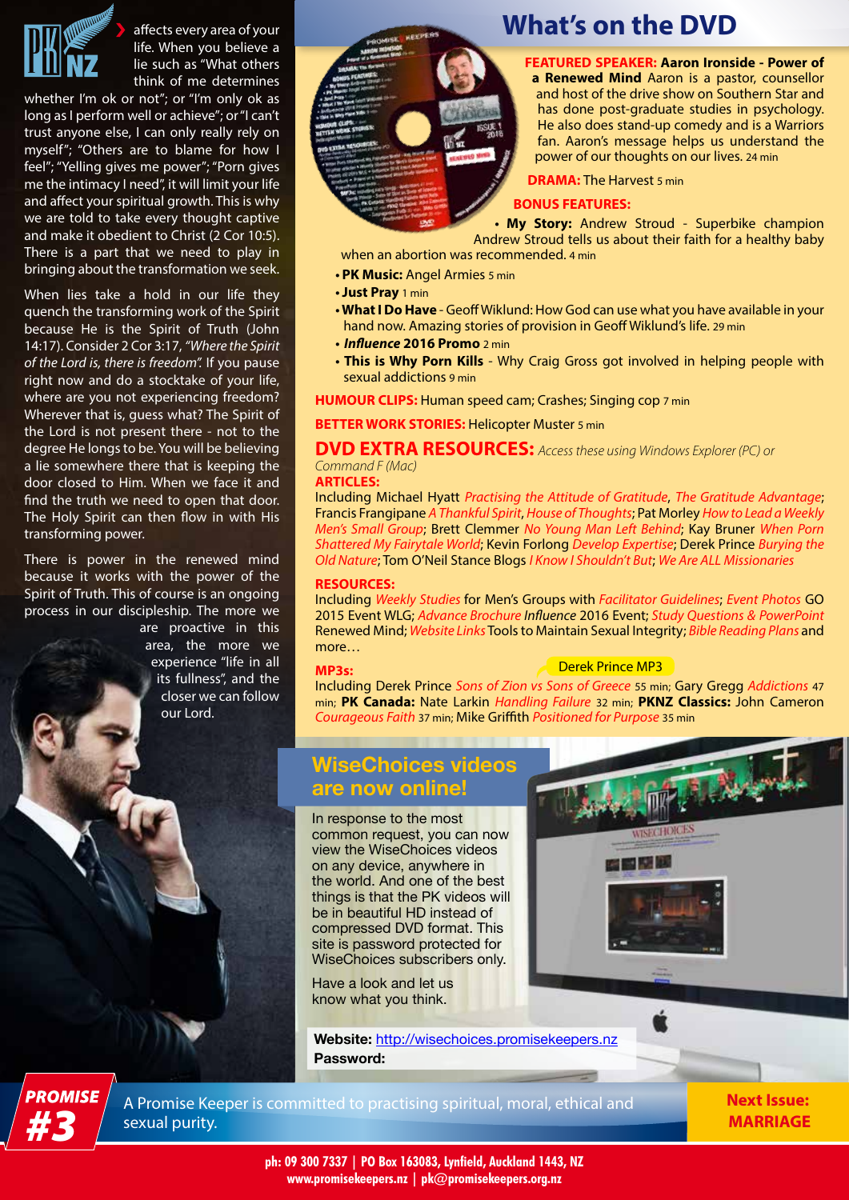affects every area of your life. When you believe a lie such as "What others think of me determines whether I'm ok or not"; or "I'm only ok as long as I perform well or achieve"; or "I can't trust anyone else, I can only really rely on myself"; "Others are to blame for how I feel"; "Yelling gives me power"; "Porn gives me the intimacy I need", it will limit your life and affect your spiritual growth. This is why we are told to take every thought captive and make it obedient to Christ (2 Cor 10:5). There is a part that we need to play in bringing about the transformation we seek.

When lies take a hold in our life they quench the transforming work of the Spirit because He is the Spirit of Truth (John 14:17). Consider 2 Cor 3:17, *"Where the Spirit of the Lord is, there is freedom".* If you pause right now and do a stocktake of your life, where are you not experiencing freedom? Wherever that is, guess what? The Spirit of the Lord is not present there - not to the degree He longs to be. You will be believing a lie somewhere there that is keeping the door closed to Him. When we face it and find the truth we need to open that door. The Holy Spirit can then flow in with His transforming power.

There is power in the renewed mind because it works with the power of the Spirit of Truth. This of course is an ongoing process in our discipleship. The more we are proactive in this area, the more we experience "life in all its fullness", and the closer we can follow our Lord.

# What's on the DVD

**FEATURED SPEAKER: Aaron Ironside - Power of a Renewed Mind** Aaron is a pastor, counsellor and host of the drive show on Southern Star and has done post-graduate studies in psychology. He also does stand-up comedy and is a Warriors fan. Aaron's message helps us understand the power of our thoughts on our lives. 24 min

**DRAMA:** The Harvest 5 min

**BONUS FEATURES:**

- **My Story:** Andrew Stroud - Superbike champion Andrew Stroud tells us about their faith for a healthy baby when an abortion was recommended. 4 min
- **PK Music:** Angel Armies 5 min
- **Just Pray** 1 min
- **What I Do Have** - Geoff Wiklund: How God can use what you have available in your hand now. Amazing stories of provision in Geoff Wiklund's life. 29 min
- ***Influence* 2016 Promo** 2 min
- **This is Why Porn Kills** - Why Craig Gross got involved in helping people with sexual addictions 9 min

**HUMOUR CLIPS:** Human speed cam; Crashes; Singing cop 7 min

**BETTER WORK STORIES:** Helicopter Muster 5 min

## DVD EXTRA RESOURCES: *Access these using Windows Explorer (PC) or Command F (Mac)*

**ARTICLES:**

Including Michael Hyatt *Practising the Attitude of Gratitude*, *The Gratitude Advantage*; Francis Frangipane *A Thankful Spirit*, *House of Thoughts*; Pat Morley *How to Lead a Weekly Men's Small Group*; Brett Clemmer *No Young Man Left Behind*; Kay Bruner *When Porn Shattered My Fairytale World*; Kevin Forlong *Develop Expertise*; Derek Prince *Burying the Old Nature*; Tom O'Neil Stance Blogs *I Know I Shouldn't But*; *We Are ALL Missionaries*

**RESOURCES:**

Including *Weekly Studies* for Men's Groups with *Facilitator Guidelines*; *Event Photos* GO 2015 Event WLG; *Advance Brochure Influence* 2016 Event; *Study Questions & PowerPoint* Renewed Mind; *Website Links* Tools to Maintain Sexual Integrity; *Bible Reading Plans* and more…

**MP3s:**

Derek Prince MP3

Including Derek Prince *Sons of Zion vs Sons of Greece* 55 min; Gary Gregg *Addictions* 47 min; **PK Canada:** Nate Larkin *Handling Failure* 32 min; **PKNZ Classics:** John Cameron *Courageous Faith* 37 min; Mike Griffith *Positioned for Purpose* 35 min

## WiseChoices videos are now online!

In response to the most common request, you can now view the WiseChoices videos on any device, anywhere in the world. And one of the best things is that the PK videos will be in beautiful HD instead of compressed DVD format. This site is password protected for WiseChoices subscribers only.

Have a look and let us know what you think.

**Website:** http://wisechoices.promisekeepers.nz
**Password:**

***PROMISE #3*** A Promise Keeper is committed to practising spiritual, moral, ethical and sexual purity.

**Next Issue: MARRIAGE**

**ph: 09 300 7337 | PO Box 163083, Lynfield, Auckland 1443, NZ**
**www.promisekeepers.nz | pk@promisekeepers.org.nz**